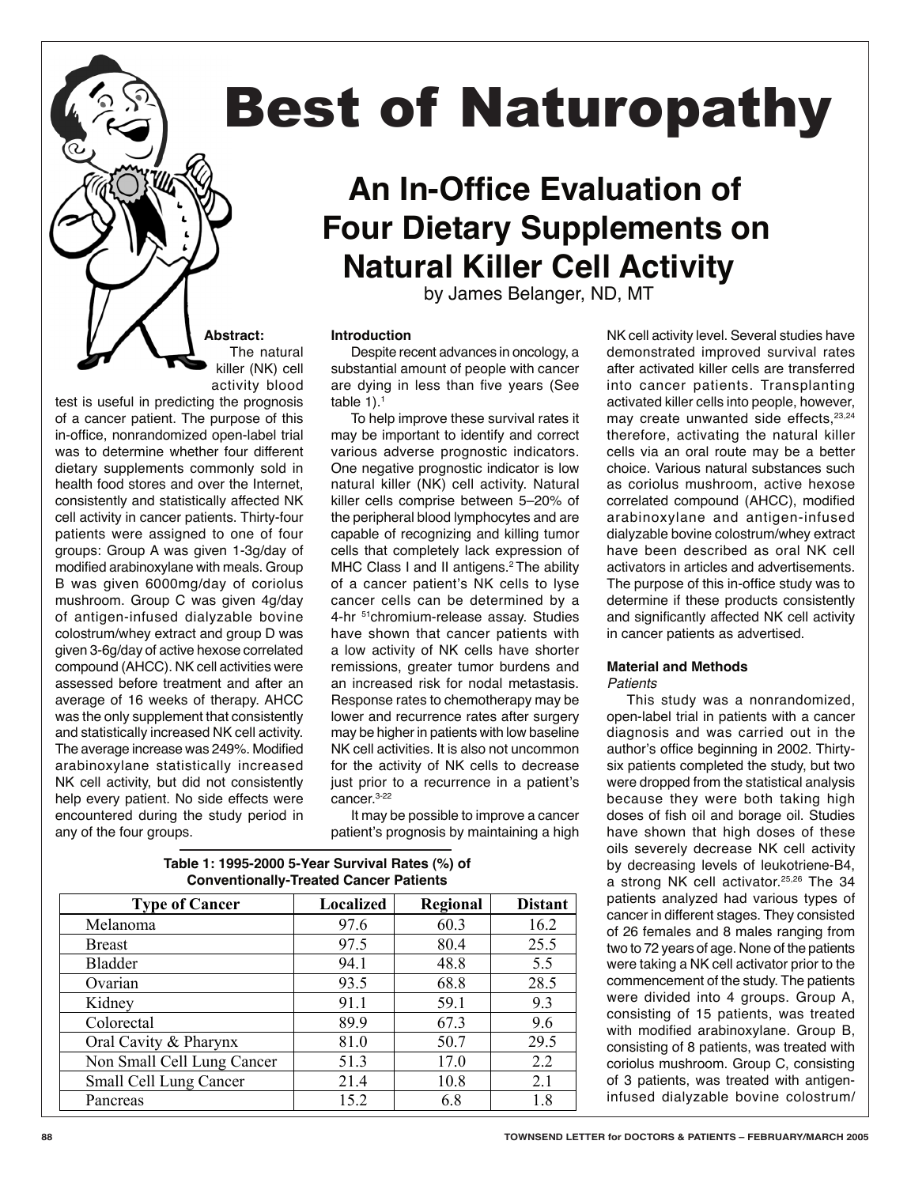# Best of Naturopathy

## An In-Office Evaluation of Four Dietary Supplements on Natural Killer Cell Activity

by James Belanger, ND, MT

**Abstract:** The natural killer (NK) cell activity blood test is useful in predicting the prognosis of a cancer patient. The purpose of this in-office, nonrandomized open-label trial was to determine whether four different dietary supplements commonly sold in health food stores and over the Internet, consistently and statistically affected NK cell activity in cancer patients. Thirty-four patients were assigned to one of four groups: Group A was given 1-3g/day of modified arabinoxylane with meals. Group B was given 6000mg/day of coriolus mushroom. Group C was given 4g/day of antigen-infused dialyzable bovine colostrum/whey extract and group D was given 3-6g/day of active hexose correlated compound (AHCC). NK cell activities were assessed before treatment and after an average of 16 weeks of therapy. AHCC was the only supplement that consistently and statistically increased NK cell activity. The average increase was 249%. Modified arabinoxylane statistically increased NK cell activity, but did not consistently help every patient. No side effects were encountered during the study period in any of the four groups.

### Introduction

Despite recent advances in oncology, a substantial amount of people with cancer are dying in less than five years (See table 1).[1]

To help improve these survival rates it may be important to identify and correct various adverse prognostic indicators. One negative prognostic indicator is low natural killer (NK) cell activity. Natural killer cells comprise between 5–20% of the peripheral blood lymphocytes and are capable of recognizing and killing tumor cells that completely lack expression of MHC Class I and II antigens.[2] The ability of a cancer patient's NK cells to lyse cancer cells can be determined by a 4-hr $^{51}$chromium-release assay. Studies have shown that cancer patients with a low activity of NK cells have shorter remissions, greater tumor burdens and an increased risk for nodal metastasis. Response rates to chemotherapy may be lower and recurrence rates after surgery may be higher in patients with low baseline NK cell activities. It is also not uncommon for the activity of NK cells to decrease just prior to a recurrence in a patient's cancer.[3-22]

It may be possible to improve a cancer patient's prognosis by maintaining a high NK cell activity level. Several studies have demonstrated improved survival rates after activated killer cells are transferred into cancer patients. Transplanting activated killer cells into people, however, may create unwanted side effects,[23,24] therefore, activating the natural killer cells via an oral route may be a better choice. Various natural substances such as coriolus mushroom, active hexose correlated compound (AHCC), modified arabinoxylane and antigen-infused dialyzable bovine colostrum/whey extract have been described as oral NK cell activators in articles and advertisements. The purpose of this in-office study was to determine if these products consistently and significantly affected NK cell activity in cancer patients as advertised.

**Table 1: 1995-2000 5-Year Survival Rates (%) of Conventionally-Treated Cancer Patients**

| Type of Cancer | Localized | Regional | Distant |
|---|---|---|---|
| Melanoma | 97.6 | 60.3 | 16.2 |
| Breast | 97.5 | 80.4 | 25.5 |
| Bladder | 94.1 | 48.8 | 5.5 |
| Ovarian | 93.5 | 68.8 | 28.5 |
| Kidney | 91.1 | 59.1 | 9.3 |
| Colorectal | 89.9 | 67.3 | 9.6 |
| Oral Cavity & Pharynx | 81.0 | 50.7 | 29.5 |
| Non Small Cell Lung Cancer | 51.3 | 17.0 | 2.2 |
| Small Cell Lung Cancer | 21.4 | 10.8 | 2.1 |
| Pancreas | 15.2 | 6.8 | 1.8 |

### Material and Methods

*Patients*

This study was a nonrandomized, open-label trial in patients with a cancer diagnosis and was carried out in the author's office beginning in 2002. Thirty-six patients completed the study, but two were dropped from the statistical analysis because they were both taking high doses of fish oil and borage oil. Studies have shown that high doses of these oils severely decrease NK cell activity by decreasing levels of leukotriene-B4, a strong NK cell activator.[25,26] The 34 patients analyzed had various types of cancer in different stages. They consisted of 26 females and 8 males ranging from two to 72 years of age. None of the patients were taking a NK cell activator prior to the commencement of the study. The patients were divided into 4 groups. Group A, consisting of 15 patients, was treated with modified arabinoxylane. Group B, consisting of 8 patients, was treated with coriolus mushroom. Group C, consisting of 3 patients, was treated with antigen-infused dialyzable bovine colostrum/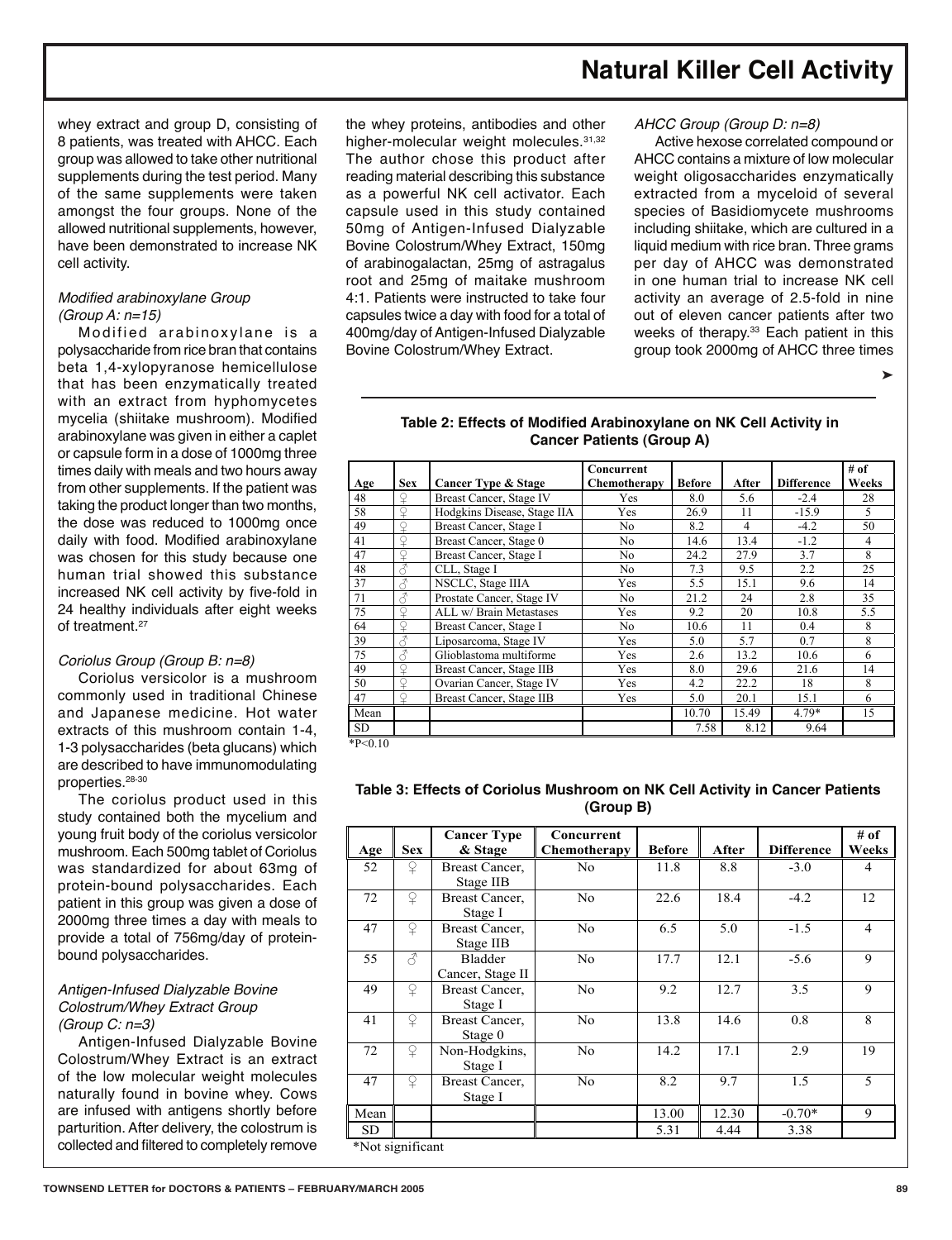whey extract and group D, consisting of 8 patients, was treated with AHCC. Each group was allowed to take other nutritional supplements during the test period. Many of the same supplements were taken amongst the four groups. None of the allowed nutritional supplements, however, have been demonstrated to increase NK cell activity.

*Modified arabinoxylane Group (Group A: n=15)*

Modified arabinoxylane is a polysaccharide from rice bran that contains beta 1,4-xylopyranose hemicellulose that has been enzymatically treated with an extract from hyphomycetes mycelia (shiitake mushroom). Modified arabinoxylane was given in either a caplet or capsule form in a dose of 1000mg three times daily with meals and two hours away from other supplements. If the patient was taking the product longer than two months, the dose was reduced to 1000mg once daily with food. Modified arabinoxylane was chosen for this study because one human trial showed this substance increased NK cell activity by five-fold in 24 healthy individuals after eight weeks of treatment.[27]

*Coriolus Group (Group B: n=8)*

Coriolus versicolor is a mushroom commonly used in traditional Chinese and Japanese medicine. Hot water extracts of this mushroom contain 1-4, 1-3 polysaccharides (beta glucans) which are described to have immunomodulating properties.[28-30]

The coriolus product used in this study contained both the mycelium and young fruit body of the coriolus versicolor mushroom. Each 500mg tablet of Coriolus was standardized for about 63mg of protein-bound polysaccharides. Each patient in this group was given a dose of 2000mg three times a day with meals to provide a total of 756mg/day of protein-bound polysaccharides.

*Antigen-Infused Dialyzable Bovine Colostrum/Whey Extract Group (Group C: n=3)*

Antigen-Infused Dialyzable Bovine Colostrum/Whey Extract is an extract of the low molecular weight molecules naturally found in bovine whey. Cows are infused with antigens shortly before parturition. After delivery, the colostrum is collected and filtered to completely remove the whey proteins, antibodies and other higher-molecular weight molecules.[31,32] The author chose this product after reading material describing this substance as a powerful NK cell activator. Each capsule used in this study contained 50mg of Antigen-Infused Dialyzable Bovine Colostrum/Whey Extract, 150mg of arabinogalactan, 25mg of astragalus root and 25mg of maitake mushroom 4:1. Patients were instructed to take four capsules twice a day with food for a total of 400mg/day of Antigen-Infused Dialyzable Bovine Colostrum/Whey Extract.

*AHCC Group (Group D: n=8)*

Active hexose correlated compound or AHCC contains a mixture of low molecular weight oligosaccharides enzymatically extracted from a myceloid of several species of Basidiomycete mushrooms including shiitake, which are cultured in a liquid medium with rice bran. Three grams per day of AHCC was demonstrated in one human trial to increase NK cell activity an average of 2.5-fold in nine out of eleven cancer patients after two weeks of therapy.[33] Each patient in this group took 2000mg of AHCC three times ➤

**Table 2: Effects of Modified Arabinoxylane on NK Cell Activity in Cancer Patients (Group A)**

| Age | Sex | Cancer Type & Stage | Concurrent Chemotherapy | Before | After | Difference | # of Weeks |
|---|---|---|---|---|---|---|---|
| 48 | ♀ | Breast Cancer, Stage IV | Yes | 8.0 | 5.6 | -2.4 | 28 |
| 58 | ♀ | Hodgkins Disease, Stage IIA | Yes | 26.9 | 11 | -15.9 | 5 |
| 49 | ♀ | Breast Cancer, Stage I | No | 8.2 | 4 | -4.2 | 50 |
| 41 | ♀ | Breast Cancer, Stage 0 | No | 14.6 | 13.4 | -1.2 | 4 |
| 47 | ♀ | Breast Cancer, Stage I | No | 24.2 | 27.9 | 3.7 | 8 |
| 48 | ♂ | CLL, Stage I | No | 7.3 | 9.5 | 2.2 | 25 |
| 37 | ♂ | NSCLC, Stage IIIA | Yes | 5.5 | 15.1 | 9.6 | 14 |
| 71 | ♂ | Prostate Cancer, Stage IV | No | 21.2 | 24 | 2.8 | 35 |
| 75 | ♀ | ALL w/ Brain Metastases | Yes | 9.2 | 20 | 10.8 | 5.5 |
| 64 | ♀ | Breast Cancer, Stage I | No | 10.6 | 11 | 0.4 | 8 |
| 39 | ♂ | Liposarcoma, Stage IV | Yes | 5.0 | 5.7 | 0.7 | 8 |
| 75 | ♂ | Glioblastoma multiforme | Yes | 2.6 | 13.2 | 10.6 | 6 |
| 49 | ♀ | Breast Cancer, Stage IIB | Yes | 8.0 | 29.6 | 21.6 | 14 |
| 50 | ♀ | Ovarian Cancer, Stage IV | Yes | 4.2 | 22.2 | 18 | 8 |
| 47 | ♀ | Breast Cancer, Stage IIB | Yes | 5.0 | 20.1 | 15.1 | 6 |
| Mean | | | | 10.70 | 15.49 | 4.79* | 15 |
| SD | | | | 7.58 | 8.12 | 9.64 | |

*P<0.10

**Table 3: Effects of Coriolus Mushroom on NK Cell Activity in Cancer Patients (Group B)**

| Age | Sex | Cancer Type & Stage | Concurrent Chemotherapy | Before | After | Difference | # of Weeks |
|---|---|---|---|---|---|---|---|
| 52 | ♀ | Breast Cancer, Stage IIB | No | 11.8 | 8.8 | -3.0 | 4 |
| 72 | ♀ | Breast Cancer, Stage I | No | 22.6 | 18.4 | -4.2 | 12 |
| 47 | ♀ | Breast Cancer, Stage IIB | No | 6.5 | 5.0 | -1.5 | 4 |
| 55 | ♂ | Bladder Cancer, Stage II | No | 17.7 | 12.1 | -5.6 | 9 |
| 49 | ♀ | Breast Cancer, Stage I | No | 9.2 | 12.7 | 3.5 | 9 |
| 41 | ♀ | Breast Cancer, Stage 0 | No | 13.8 | 14.6 | 0.8 | 8 |
| 72 | ♀ | Non-Hodgkins, Stage I | No | 14.2 | 17.1 | 2.9 | 19 |
| 47 | ♀ | Breast Cancer, Stage I | No | 8.2 | 9.7 | 1.5 | 5 |
| Mean | | | | 13.00 | 12.30 | -0.70* | 9 |
| SD | | | | 5.31 | 4.44 | 3.38 | |

*Not significant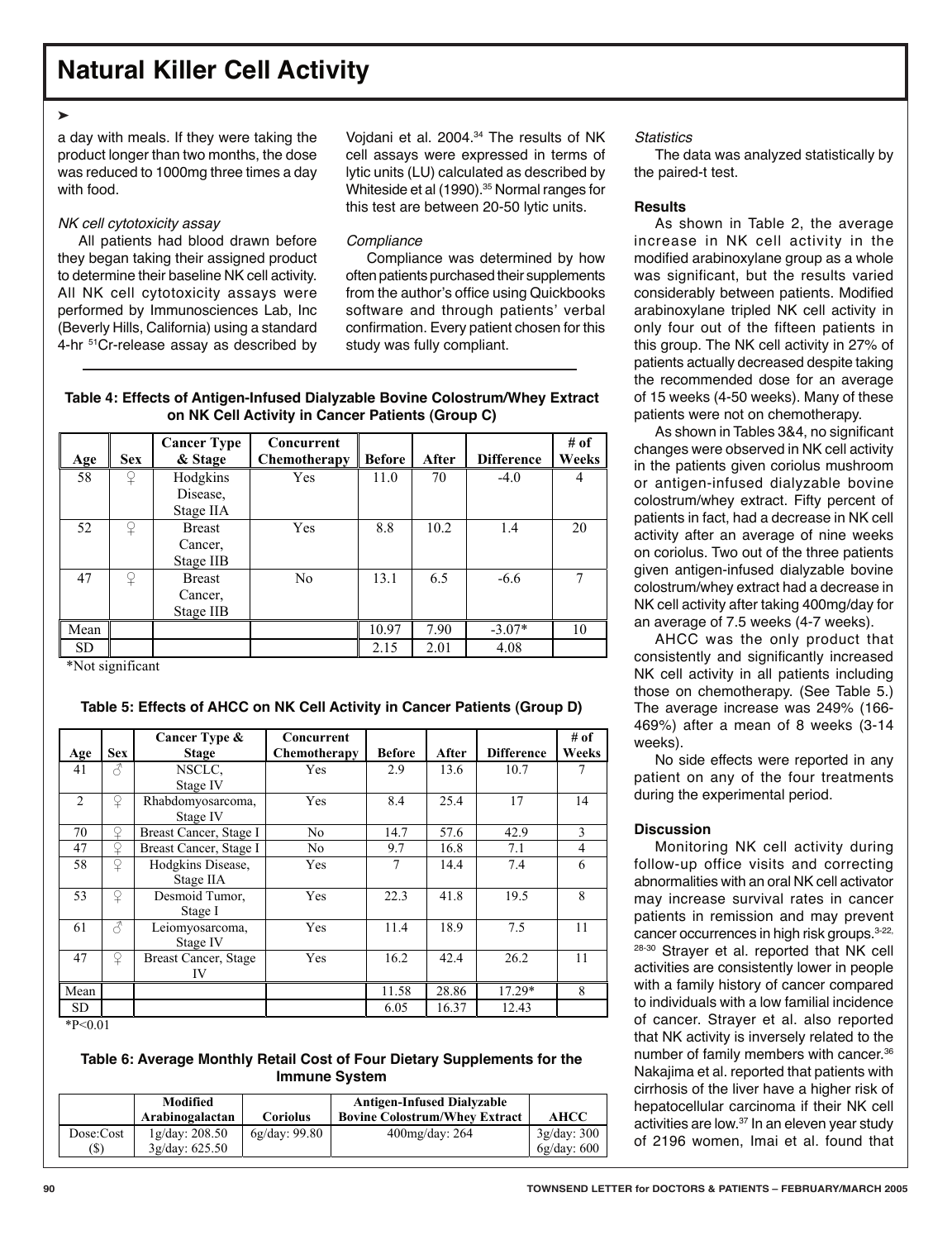# Natural Killer Cell Activity

➤

a day with meals. If they were taking the product longer than two months, the dose was reduced to 1000mg three times a day with food.

*NK cell cytotoxicity assay*

All patients had blood drawn before they began taking their assigned product to determine their baseline NK cell activity. All NK cell cytotoxicity assays were performed by Immunosciences Lab, Inc (Beverly Hills, California) using a standard 4-hr $^{51}Cr$-release assay as described by Vojdani et al. 2004.[34] The results of NK cell assays were expressed in terms of lytic units (LU) calculated as described by Whiteside et al (1990).[35] Normal ranges for this test are between 20-50 lytic units.

*Compliance*

Compliance was determined by how often patients purchased their supplements from the author's office using Quickbooks software and through patients' verbal confirmation. Every patient chosen for this study was fully compliant.

**Table 4: Effects of Antigen-Infused Dialyzable Bovine Colostrum/Whey Extract on NK Cell Activity in Cancer Patients (Group C)**

| Age | Sex | Cancer Type & Stage | Concurrent Chemotherapy | Before | After | Difference | # of Weeks |
|---|---|---|---|---|---|---|---|
| 58 | ♀ | Hodgkins Disease, Stage IIA | Yes | 11.0 | 70 | -4.0 | 4 |
| 52 | ♀ | Breast Cancer, Stage IIB | Yes | 8.8 | 10.2 | 1.4 | 20 |
| 47 | ♀ | Breast Cancer, Stage IIB | No | 13.1 | 6.5 | -6.6 | 7 |
| Mean | | | | 10.97 | 7.90 | -3.07* | 10 |
| SD | | | | 2.15 | 2.01 | 4.08 | |

*Not significant

**Table 5: Effects of AHCC on NK Cell Activity in Cancer Patients (Group D)**

| Age | Sex | Cancer Type & Stage | Concurrent Chemotherapy | Before | After | Difference | # of Weeks |
|---|---|---|---|---|---|---|---|
| 41 | ♂ | NSCLC, Stage IV | Yes | 2.9 | 13.6 | 10.7 | 7 |
| 2 | ♀ | Rhabdomyosarcoma, Stage IV | Yes | 8.4 | 25.4 | 17 | 14 |
| 70 | ♀ | Breast Cancer, Stage I | No | 14.7 | 57.6 | 42.9 | 3 |
| 47 | ♀ | Breast Cancer, Stage I | No | 9.7 | 16.8 | 7.1 | 4 |
| 58 | ♀ | Hodgkins Disease, Stage IIA | Yes | 7 | 14.4 | 7.4 | 6 |
| 53 | ♀ | Desmoid Tumor, Stage I | Yes | 22.3 | 41.8 | 19.5 | 8 |
| 61 | ♂ | Leiomyosarcoma, Stage IV | Yes | 11.4 | 18.9 | 7.5 | 11 |
| 47 | ♀ | Breast Cancer, Stage IV | Yes | 16.2 | 42.4 | 26.2 | 11 |
| Mean | | | | 11.58 | 28.86 | 17.29* | 8 |
| SD | | | | 6.05 | 16.37 | 12.43 | |

*$P<0.01$

**Table 6: Average Monthly Retail Cost of Four Dietary Supplements for the Immune System**

| | Modified Arabinogalactan | Coriolus | Antigen-Infused Dialyzable Bovine Colostrum/Whey Extract | AHCC |
|---|---|---|---|---|
| Dose:Cost ($) | 1g/day: 208.50<br>3g/day: 625.50 | 6g/day: 99.80 | 400mg/day: 264 | 3g/day: 300<br>6g/day: 600 |

*Statistics*

The data was analyzed statistically by the paired-t test.

**Results**

As shown in Table 2, the average increase in NK cell activity in the modified arabinoxylane group as a whole was significant, but the results varied considerably between patients. Modified arabinoxylane tripled NK cell activity in only four out of the fifteen patients in this group. The NK cell activity in 27% of patients actually decreased despite taking the recommended dose for an average of 15 weeks (4-50 weeks). Many of these patients were not on chemotherapy.

As shown in Tables 3&4, no significant changes were observed in NK cell activity in the patients given coriolus mushroom or antigen-infused dialyzable bovine colostrum/whey extract. Fifty percent of patients in fact, had a decrease in NK cell activity after an average of nine weeks on coriolus. Two out of the three patients given antigen-infused dialyzable bovine colostrum/whey extract had a decrease in NK cell activity after taking 400mg/day for an average of 7.5 weeks (4-7 weeks).

AHCC was the only product that consistently and significantly increased NK cell activity in all patients including those on chemotherapy. (See Table 5.) The average increase was 249% (166-469%) after a mean of 8 weeks (3-14 weeks).

No side effects were reported in any patient on any of the four treatments during the experimental period.

**Discussion**

Monitoring NK cell activity during follow-up office visits and correcting abnormalities with an oral NK cell activator may increase survival rates in cancer patients in remission and may prevent cancer occurrences in high risk groups.[3-22, 28-30] Strayer et al. reported that NK cell activities are consistently lower in people with a family history of cancer compared to individuals with a low familial incidence of cancer. Strayer et al. also reported that NK activity is inversely related to the number of family members with cancer.[36] Nakajima et al. reported that patients with cirrhosis of the liver have a higher risk of hepatocellular carcinoma if their NK cell activities are low.[37] In an eleven year study of 2196 women, Imai et al. found that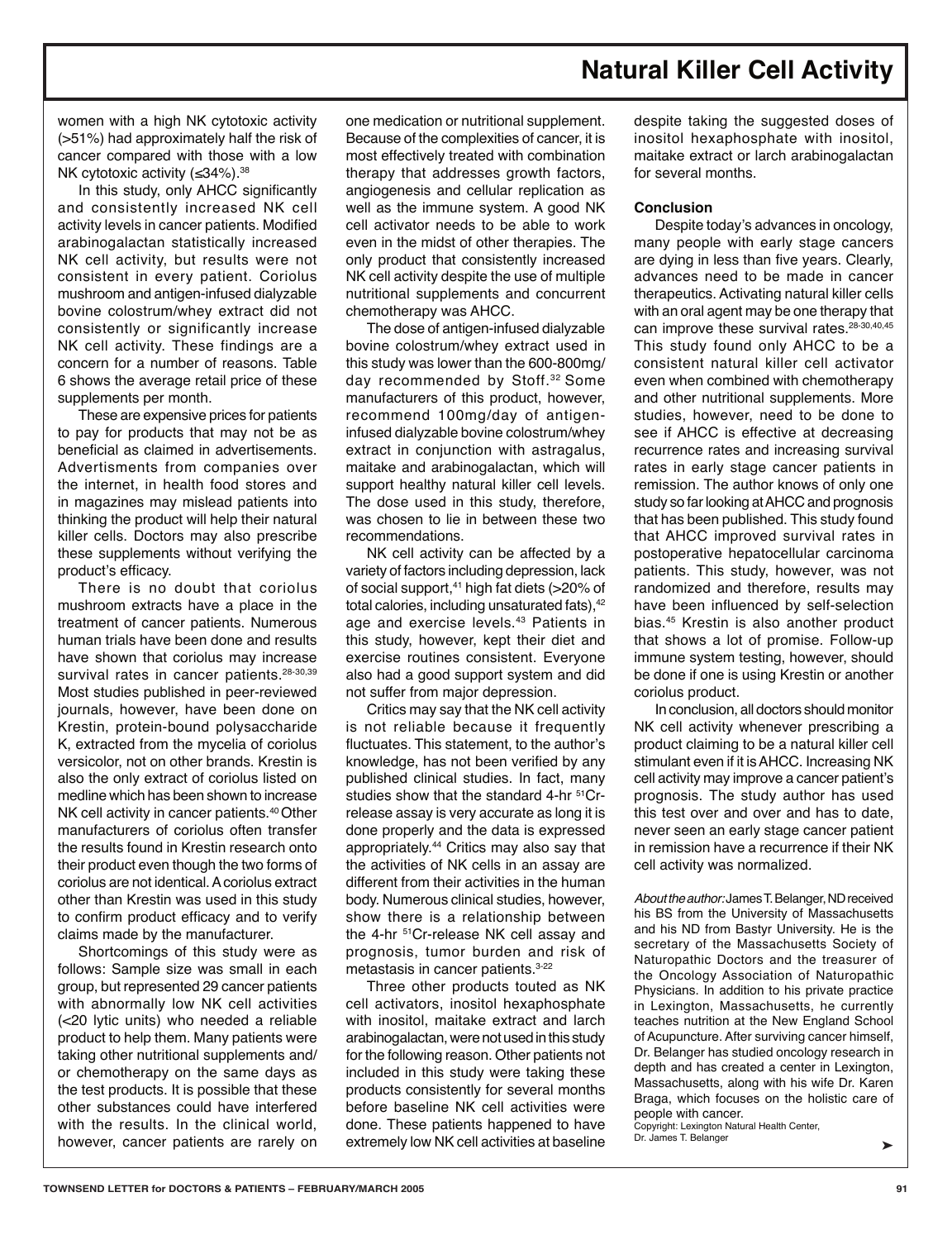women with a high NK cytotoxic activity (>51%) had approximately half the risk of cancer compared with those with a low NK cytotoxic activity (≤34%).[38]

In this study, only AHCC significantly and consistently increased NK cell activity levels in cancer patients. Modified arabinogalactan statistically increased NK cell activity, but results were not consistent in every patient. Coriolus mushroom and antigen-infused dialyzable bovine colostrum/whey extract did not consistently or significantly increase NK cell activity. These findings are a concern for a number of reasons. Table 6 shows the average retail price of these supplements per month.

These are expensive prices for patients to pay for products that may not be as beneficial as claimed in advertisements. Advertisments from companies over the internet, in health food stores and in magazines may mislead patients into thinking the product will help their natural killer cells. Doctors may also prescribe these supplements without verifying the product's efficacy.

There is no doubt that coriolus mushroom extracts have a place in the treatment of cancer patients. Numerous human trials have been done and results have shown that coriolus may increase survival rates in cancer patients.[28-30,39] Most studies published in peer-reviewed journals, however, have been done on Krestin, protein-bound polysaccharide K, extracted from the mycelia of coriolus versicolor, not on other brands. Krestin is also the only extract of coriolus listed on medline which has been shown to increase NK cell activity in cancer patients.[40] Other manufacturers of coriolus often transfer the results found in Krestin research onto their product even though the two forms of coriolus are not identical. A coriolus extract other than Krestin was used in this study to confirm product efficacy and to verify claims made by the manufacturer.

Shortcomings of this study were as follows: Sample size was small in each group, but represented 29 cancer patients with abnormally low NK cell activities (<20 lytic units) who needed a reliable product to help them. Many patients were taking other nutritional supplements and/or chemotherapy on the same days as the test products. It is possible that these other substances could have interfered with the results. In the clinical world, however, cancer patients are rarely on one medication or nutritional supplement. Because of the complexities of cancer, it is most effectively treated with combination therapy that addresses growth factors, angiogenesis and cellular replication as well as the immune system. A good NK cell activator needs to be able to work even in the midst of other therapies. The only product that consistently increased NK cell activity despite the use of multiple nutritional supplements and concurrent chemotherapy was AHCC.

The dose of antigen-infused dialyzable bovine colostrum/whey extract used in this study was lower than the 600-800mg/day recommended by Stoff.[32] Some manufacturers of this product, however, recommend 100mg/day of antigen-infused dialyzable bovine colostrum/whey extract in conjunction with astragalus, maitake and arabinogalactan, which will support healthy natural killer cell levels. The dose used in this study, therefore, was chosen to lie in between these two recommendations.

NK cell activity can be affected by a variety of factors including depression, lack of social support,[41] high fat diets (>20% of total calories, including unsaturated fats),[42] age and exercise levels.[43] Patients in this study, however, kept their diet and exercise routines consistent. Everyone also had a good support system and did not suffer from major depression.

Critics may say that the NK cell activity is not reliable because it frequently fluctuates. This statement, to the author's knowledge, has not been verified by any published clinical studies. In fact, many studies show that the standard 4-hr $^{51}$Cr-release assay is very accurate as long it is done properly and the data is expressed appropriately.[44] Critics may also say that the activities of NK cells in an assay are different from their activities in the human body. Numerous clinical studies, however, show there is a relationship between the 4-hr $^{51}$Cr-release NK cell assay and prognosis, tumor burden and risk of metastasis in cancer patients.[3-22]

Three other products touted as NK cell activators, inositol hexaphosphate with inositol, maitake extract and larch arabinogalactan, were not used in this study for the following reason. Other patients not included in this study were taking these products consistently for several months before baseline NK cell activities were done. These patients happened to have extremely low NK cell activities at baseline despite taking the suggested doses of inositol hexaphosphate with inositol, maitake extract or larch arabinogalactan for several months.

**Conclusion**

Despite today's advances in oncology, many people with early stage cancers are dying in less than five years. Clearly, advances need to be made in cancer therapeutics. Activating natural killer cells with an oral agent may be one therapy that can improve these survival rates.[28-30,40,45] This study found only AHCC to be a consistent natural killer cell activator even when combined with chemotherapy and other nutritional supplements. More studies, however, need to be done to see if AHCC is effective at decreasing recurrence rates and increasing survival rates in early stage cancer patients in remission. The author knows of only one study so far looking at AHCC and prognosis that has been published. This study found that AHCC improved survival rates in postoperative hepatocellular carcinoma patients. This study, however, was not randomized and therefore, results may have been influenced by self-selection bias.[45] Krestin is also another product that shows a lot of promise. Follow-up immune system testing, however, should be done if one is using Krestin or another coriolus product.

In conclusion, all doctors should monitor NK cell activity whenever prescribing a product claiming to be a natural killer cell stimulant even if it is AHCC. Increasing NK cell activity may improve a cancer patient's prognosis. The study author has used this test over and over and has to date, never seen an early stage cancer patient in remission have a recurrence if their NK cell activity was normalized.

*About the author:* James T. Belanger, ND received his BS from the University of Massachusetts and his ND from Bastyr University. He is the secretary of the Massachusetts Society of Naturopathic Doctors and the treasurer of the Oncology Association of Naturopathic Physicians. In addition to his private practice in Lexington, Massachusetts, he currently teaches nutrition at the New England School of Acupuncture. After surviving cancer himself, Dr. Belanger has studied oncology research in depth and has created a center in Lexington, Massachusetts, along with his wife Dr. Karen Braga, which focuses on the holistic care of people with cancer.

Copyright: Lexington Natural Health Center, Dr. James T. Belanger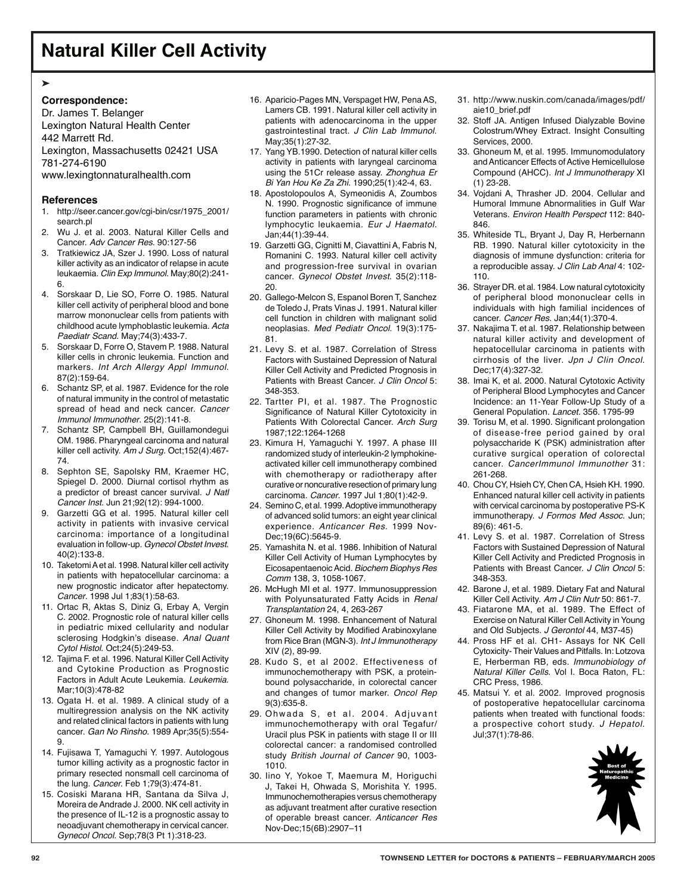# Natural Killer Cell Activity

➤

**Correspondence:**
Dr. James T. Belanger
Lexington Natural Health Center
442 Marrett Rd.
Lexington, Massachusetts 02421 USA
781-274-6190
www.lexingtonnaturalhealth.com

### References

1. http://seer.cancer.gov/cgi-bin/csr/1975_2001/search.pl
2. Wu J. et al. 2003. Natural Killer Cells and Cancer. *Adv Cancer Res*. 90:127-56
3. Tratkiewicz JA, Szer J. 1990. Loss of natural killer activity as an indicator of relapse in acute leukaemia. *Clin Exp Immunol*. May;80(2):241-6.
4. Sorskaar D, Lie SO, Forre O. 1985. Natural killer cell activity of peripheral blood and bone marrow mononuclear cells from patients with childhood acute lymphoblastic leukemia. *Acta Paediatr Scand*. May;74(3):433-7.
5. Sorskaar D, Forre O, Stavem P. 1988. Natural killer cells in chronic leukemia. Function and markers. *Int Arch Allergy Appl Immunol*. 87(2):159-64.
6. Schantz SP, et al. 1987. Evidence for the role of natural immunity in the control of metastatic spread of head and neck cancer. *Cancer Immunol Immunother*. 25(2):141-8.
7. Schantz SP, Campbell BH, Guillamondegui OM. 1986. Pharyngeal carcinoma and natural killer cell activity. *Am J Surg*. Oct;152(4):467-74.
8. Sephton SE, Sapolsky RM, Kraemer HC, Spiegel D. 2000. Diurnal cortisol rhythm as a predictor of breast cancer survival. *J Natl Cancer Inst*. Jun 21;92(12): 994-1000.
9. Garzetti GG et al. 1995. Natural killer cell activity in patients with invasive cervical carcinoma: importance of a longitudinal evaluation in follow-up. *Gynecol Obstet Invest*. 40(2):133-8.
10. Taketomi A et al. 1998. Natural killer cell activity in patients with hepatocellular carcinoma: a new prognostic indicator after hepatectomy. *Cancer*. 1998 Jul 1;83(1):58-63.
11. Ortac R, Aktas S, Diniz G, Erbay A, Vergin C. 2002. Prognostic role of natural killer cells in pediatric mixed cellularity and nodular sclerosing Hodgkin's disease. *Anal Quant Cytol Histol*. Oct;24(5):249-53.
12. Tajima F. et al. 1996. Natural Killer Cell Activity and Cytokine Production as Prognostic Factors in Adult Acute Leukemia. *Leukemia*. Mar;10(3):478-82
13. Ogata H. et al. 1989. A clinical study of a multiregression analysis on the NK activity and related clinical factors in patients with lung cancer. *Gan No Rinsho*. 1989 Apr;35(5):554-9.
14. Fujisawa T, Yamaguchi Y. 1997. Autologous tumor killing activity as a prognostic factor in primary resected nonsmall cell carcinoma of the lung. *Cancer*. Feb 1;79(3):474-81.
15. Cosiski Marana HR, Santana da Silva J, Moreira de Andrade J. 2000. NK cell activity in the presence of IL-12 is a prognostic assay to neoadjuvant chemotherapy in cervical cancer. *Gynecol Oncol*. Sep;78(3 Pt 1):318-23.
16. Aparicio-Pages MN, Verspaget HW, Pena AS, Lamers CB. 1991. Natural killer cell activity in patients with adenocarcinoma in the upper gastrointestinal tract. *J Clin Lab Immunol*. May;35(1):27-32.
17. Yang YB.1990. Detection of natural killer cells activity in patients with laryngeal carcinoma using the 51Cr release assay. *Zhonghua Er Bi Yan Hou Ke Za Zhi*. 1990;25(1):42-4, 63.
18. Apostolopoulos A, Symeonidis A, Zoumbos N. 1990. Prognostic significance of immune function parameters in patients with chronic lymphocytic leukaemia. *Eur J Haematol*. Jan;44(1):39-44.
19. Garzetti GG, Cignitti M, Ciavattini A, Fabris N, Romanini C. 1993. Natural killer cell activity and progression-free survival in ovarian cancer. *Gynecol Obstet Invest*. 35(2):118-20.
20. Gallego-Melcon S, Espanol Boren T, Sanchez de Toledo J, Prats Vinas J. 1991. Natural killer cell function in children with malignant solid neoplasias. *Med Pediatr Oncol*. 19(3):175-81.
21. Levy S. et al. 1987. Correlation of Stress Factors with Sustained Depression of Natural Killer Cell Activity and Predicted Prognosis in Patients with Breast Cancer. *J Clin Oncol* 5: 348-353.
22. Tartter PI, et al. 1987. The Prognostic Significance of Natural Killer Cytotoxicity in Patients With Colorectal Cancer. *Arch Surg* 1987;122:1264-1268
23. Kimura H, Yamaguchi Y. 1997. A phase III randomized study of interleukin-2 lymphokine-activated killer cell immunotherapy combined with chemotherapy or radiotherapy after curative or noncurative resection of primary lung carcinoma. *Cancer*. 1997 Jul 1;80(1):42-9.
24. Semino C, et al. 1999. Adoptive immunotherapy of advanced solid tumors: an eight year clinical experience. *Anticancer Res*. 1999 Nov-Dec;19(6C):5645-9.
25. Yamashita N. et al. 1986. Inhibition of Natural Killer Cell Activity of Human Lymphocytes by Eicosapentaenoic Acid. *Biochem Biophys Res Comm* 138, 3, 1058-1067.
26. McHugh MI et al. 1977. Immunosuppression with Polyunsaturated Fatty Acids in *Renal Transplantation* 24, 4, 263-267
27. Ghoneum M. 1998. Enhancement of Natural Killer Cell Activity by Modified Arabinoxylane from Rice Bran (MGN-3). *Int J Immunotherapy* XIV (2), 89-99.
28. Kudo S, et al 2002. Effectiveness of immunochemotherapy with PSK, a protein-bound polysaccharide, in colorectal cancer and changes of tumor marker. *Oncol Rep* 9(3):635-8.
29. Ohwada S, et al. 2004. Adjuvant immunochemotherapy with oral Tegafur/Uracil plus PSK in patients with stage II or III colorectal cancer: a randomised controlled study *British Journal of Cancer* 90, 1003-1010.
30. Iino Y, Yokoe T, Maemura M, Horiguchi J, Takei H, Ohwada S, Morishita Y. 1995. Immunochemotherapies versus chemotherapy as adjuvant treatment after curative resection of operable breast cancer. *Anticancer Res* Nov-Dec;15(6B):2907–11
31. http://www.nuskin.com/canada/images/pdf/aie10_brief.pdf
32. Stoff JA. Antigen Infused Dialyzable Bovine Colostrum/Whey Extract. Insight Consulting Services, 2000.
33. Ghoneum M, et al. 1995. Immunomodulatory and Anticancer Effects of Active Hemicellulose Compound (AHCC). *Int J Immunotherapy* XI (1) 23-28.
34. Vojdani A, Thrasher JD. 2004. Cellular and Humoral Immune Abnormalities in Gulf War Veterans. *Environ Health Perspect* 112: 840-846.
35. Whiteside TL, Bryant J, Day R, Herbernann RB. 1990. Natural killer cytotoxicity in the diagnosis of immune dysfunction: criteria for a reproducible assay. *J Clin Lab Anal* 4: 102-110.
36. Strayer DR. et al. 1984. Low natural cytotoxicity of peripheral blood mononuclear cells in individuals with high familial incidences of cancer. *Cancer Res*. Jan;44(1):370-4.
37. Nakajima T. et al. 1987. Relationship between natural killer activity and development of hepatocellular carcinoma in patients with cirrhosis of the liver. *Jpn J Clin Oncol*. Dec;17(4):327-32.
38. Imai K, et al. 2000. Natural Cytotoxic Activity of Peripheral Blood Lymphocytes and Cancer Incidence: an 11-Year Follow-Up Study of a General Population. *Lancet*. 356. 1795-99
39. Torisu M, et al. 1990. Significant prolongation of disease-free period gained by oral polysaccharide K (PSK) administration after curative surgical operation of colorectal cancer. *CancerImmunol Immunother* 31: 261-268.
40. Chou CY, Hsieh CY, Chen CA, Hsieh KH. 1990. Enhanced natural killer cell activity in patients with cervical carcinoma by postoperative PS-K immunotherapy. *J Formos Med Assoc.* Jun; 89(6): 461-5.
41. Levy S. et al. 1987. Correlation of Stress Factors with Sustained Depression of Natural Killer Cell Activity and Predicted Prognosis in Patients with Breast Cancer. *J Clin Oncol* 5: 348-353.
42. Barone J, et al. 1989. Dietary Fat and Natural Killer Cell Activity. *Am J Clin Nutr* 50: 861-7.
43. Fiatarone MA, et al. 1989. The Effect of Exercise on Natural Killer Cell Activity in Young and Old Subjects. *J Gerontol* 44, M37-45)
44. Pross HF et al. CH1- Assays for NK Cell Cytoxicity- Their Values and Pitfalls. In: Lotzova E, Herberman RB, eds. *Immunobiology of Natural Killer Cells*. Vol I. Boca Raton, FL: CRC Press, 1986.
45. Matsui Y. et al. 2002. Improved prognosis of postoperative hepatocellular carcinoma patients when treated with functional foods: a prospective cohort study. *J Hepatol*. Jul;37(1):78-86.

Best of Naturopathic Medicine